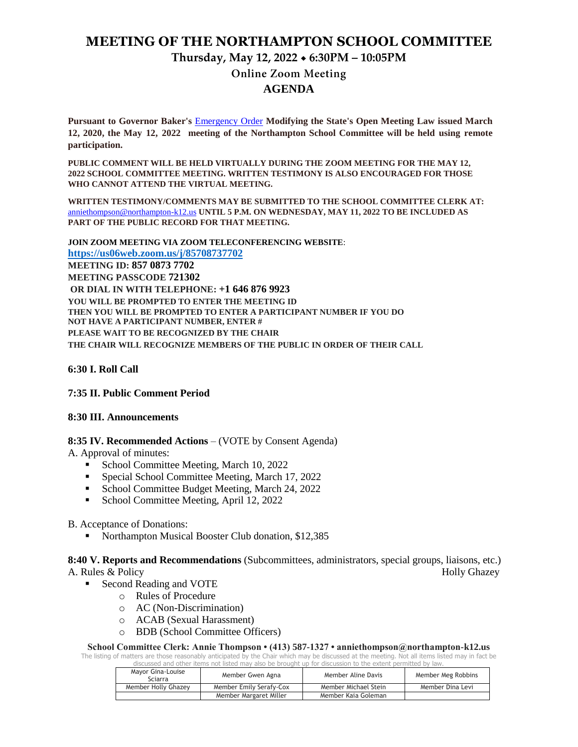# MEETING OF THE NORTHAMPTON SCHOOL COMMITTEE

## Thursday, May 12, 2022 ⬥ 6:30PM – 10:05PM

### Online Zoom Meeting

### AGENDA

**Pursuant to Governor Baker's** Emergency Order **Modifying the State's Open Meeting Law issued March 12, 2020, the May 12, 2022 meeting of the Northampton School Committee will be held using remote participation.**

**PUBLIC COMMENT WILL BE HELD VIRTUALLY DURING THE ZOOM MEETING FOR THE MAY 12, 2022 SCHOOL COMMITTEE MEETING. WRITTEN TESTIMONY IS ALSO ENCOURAGED FOR THOSE WHO CANNOT ATTEND THE VIRTUAL MEETING.**

**WRITTEN TESTIMONY/COMMENTS MAY BE SUBMITTED TO THE SCHOOL COMMITTEE CLERK AT:** anniethompson@northampton-k12.us **UNTIL 5 P.M. ON WEDNESDAY, MAY 11, 2022 TO BE INCLUDED AS PART OF THE PUBLIC RECORD FOR THAT MEETING.**

**JOIN ZOOM MEETING VIA ZOOM TELECONFERENCING WEBSITE**:
**https://us06web.zoom.us/j/85708737702**
**MEETING ID: 857 0873 7702**
**MEETING PASSCODE 721302**
**OR DIAL IN WITH TELEPHONE: +1 646 876 9923**
**YOU WILL BE PROMPTED TO ENTER THE MEETING ID**
**THEN YOU WILL BE PROMPTED TO ENTER A PARTICIPANT NUMBER IF YOU DO NOT HAVE A PARTICIPANT NUMBER, ENTER #**
**PLEASE WAIT TO BE RECOGNIZED BY THE CHAIR**
**THE CHAIR WILL RECOGNIZE MEMBERS OF THE PUBLIC IN ORDER OF THEIR CALL**

**6:30 I. Roll Call**

**7:35 II. Public Comment Period**

**8:30 III. Announcements**

**8:35 IV. Recommended Actions** – (VOTE by Consent Agenda)

A. Approval of minutes:
- School Committee Meeting, March 10, 2022
- Special School Committee Meeting, March 17, 2022
- School Committee Budget Meeting, March 24, 2022
- School Committee Meeting, April 12, 2022

B. Acceptance of Donations:
- Northampton Musical Booster Club donation, $12,385

**8:40 V. Reports and Recommendations** (Subcommittees, administrators, special groups, liaisons, etc.)

A. Rules & Policy — Holly Ghazey
- Second Reading and VOTE
  - Rules of Procedure
  - AC (Non-Discrimination)
  - ACAB (Sexual Harassment)
  - BDB (School Committee Officers)

**School Committee Clerk: Annie Thompson • (413) 587-1327 • anniethompson@northampton-k12.us**

The listing of matters are those reasonably anticipated by the Chair which may be discussed at the meeting. Not all items listed may in fact be discussed and other items not listed may also be brought up for discussion to the extent permitted by law.

| Mayor Gina-Louise Sciarra | Member Gwen Agna | Member Aline Davis | Member Meg Robbins |
|---|---|---|---|
| Member Holly Ghazey | Member Emily Serafy-Cox | Member Michael Stein | Member Dina Levi |
| | Member Margaret Miller | Member Kaia Goleman | |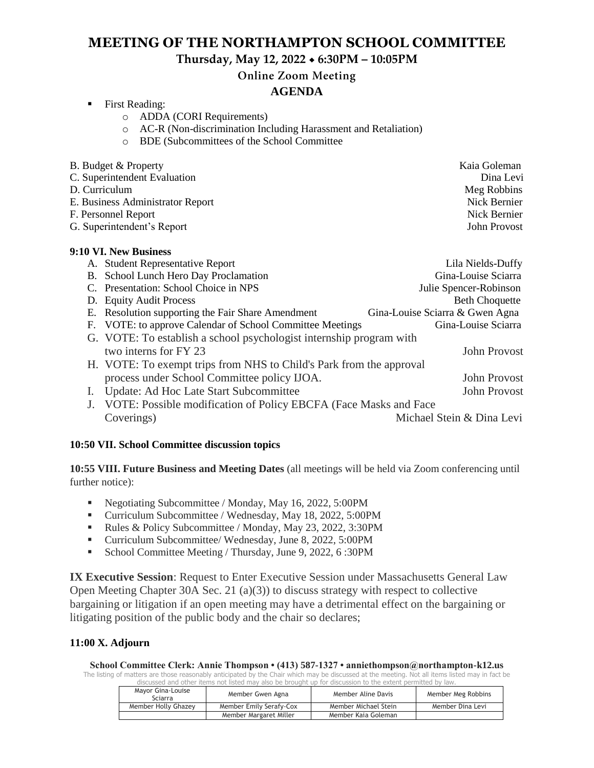# MEETING OF THE NORTHAMPTON SCHOOL COMMITTEE

**Thursday, May 12, 2022 ◆ 6:30PM – 10:05PM**

**Online Zoom Meeting**

**AGENDA**

- First Reading:
  - ADDA (CORI Requirements)
  - AC-R (Non-discrimination Including Harassment and Retaliation)
  - BDE (Subcommittees of the School Committee

B. Budget & Property — Kaia Goleman
C. Superintendent Evaluation — Dina Levi
D. Curriculum — Meg Robbins
E. Business Administrator Report — Nick Bernier
F. Personnel Report — Nick Bernier
G. Superintendent's Report — John Provost

**9:10 VI. New Business**

A. Student Representative Report — Lila Nields-Duffy
B. School Lunch Hero Day Proclamation — Gina-Louise Sciarra
C. Presentation: School Choice in NPS — Julie Spencer-Robinson
D. Equity Audit Process — Beth Choquette
E. Resolution supporting the Fair Share Amendment — Gina-Louise Sciarra & Gwen Agna
F. VOTE: to approve Calendar of School Committee Meetings — Gina-Louise Sciarra
G. VOTE: To establish a school psychologist internship program with two interns for FY 23 — John Provost
H. VOTE: To exempt trips from NHS to Child's Park from the approval process under School Committee policy IJOA. — John Provost
I. Update: Ad Hoc Late Start Subcommittee — John Provost
J. VOTE: Possible modification of Policy EBCFA (Face Masks and Face Coverings) — Michael Stein & Dina Levi

**10:50 VII. School Committee discussion topics**

**10:55 VIII. Future Business and Meeting Dates** (all meetings will be held via Zoom conferencing until further notice):

- Negotiating Subcommittee / Monday, May 16, 2022, 5:00PM
- Curriculum Subcommittee / Wednesday, May 18, 2022, 5:00PM
- Rules & Policy Subcommittee / Monday, May 23, 2022, 3:30PM
- Curriculum Subcommittee/ Wednesday, June 8, 2022, 5:00PM
- School Committee Meeting / Thursday, June 9, 2022, 6 :30PM

**IX Executive Session**: Request to Enter Executive Session under Massachusetts General Law Open Meeting Chapter 30A Sec. 21 (a)(3)) to discuss strategy with respect to collective bargaining or litigation if an open meeting may have a detrimental effect on the bargaining or litigating position of the public body and the chair so declares;

**11:00 X. Adjourn**

**School Committee Clerk: Annie Thompson • (413) 587-1327 • anniethompson@northampton-k12.us**

The listing of matters are those reasonably anticipated by the Chair which may be discussed at the meeting. Not all items listed may in fact be discussed and other items not listed may also be brought up for discussion to the extent permitted by law.

| | | | |
|---|---|---|---|
| Mayor Gina-Louise Sciarra | Member Gwen Agna | Member Aline Davis | Member Meg Robbins |
| Member Holly Ghazey | Member Emily Serafy-Cox | Member Michael Stein | Member Dina Levi |
| | Member Margaret Miller | Member Kaia Goleman | |